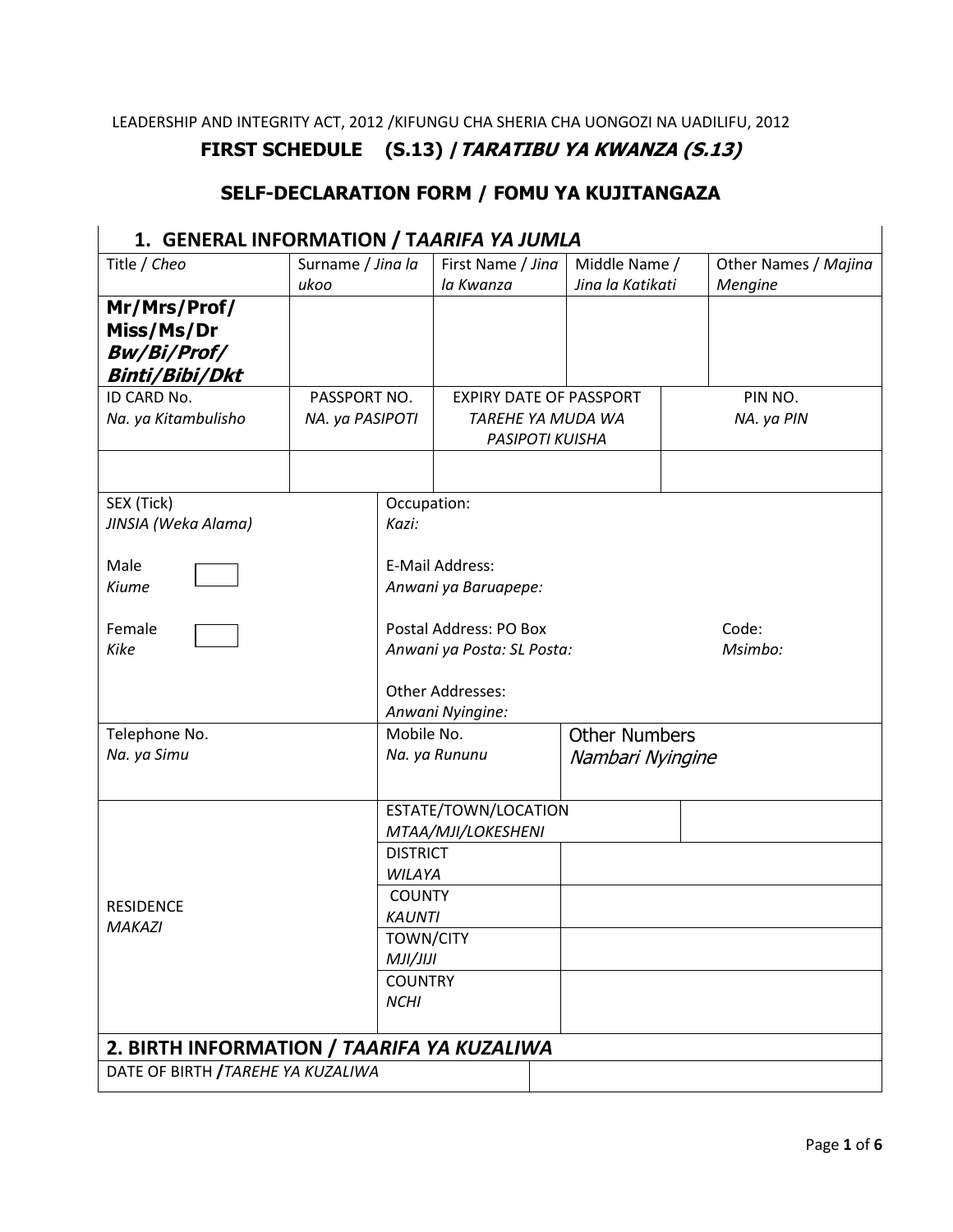LEADERSHIP AND INTEGRITY ACT, 2012 /KIFUNGU CHA SHERIA CHA UONGOZI NA UADILIFU, 2012

## FIRST SCHEDULE (S.13) / *TARATIBU YA KWANZA (S.13)*

## SELF-DECLARATION FORM / FOMU YA KUJITANGAZA

### 1. GENERAL INFORMATION / T*AARIFA YA JUMLA*

| Title / *Cheo* | Surname / *Jina la ukoo* | First Name / *Jina la Kwanza* | Middle Name / *Jina la Katikati* | Other Names / *Majina Mengine* |
|---|---|---|---|---|
| **Mr/Mrs/Prof/ Miss/Ms/Dr** ***Bw/Bi/Prof/ Binti/Bibi/Dkt*** | | | | |

| ID CARD No. *Na. ya Kitambulisho* | PASSPORT NO. *NA. ya PASIPOTI* | EXPIRY DATE OF PASSPORT *TAREHE YA MUDA WA PASIPOTI KUISHA* | PIN NO. *NA. ya PIN* |
|---|---|---|---|
| | | | |

| SEX (Tick) *JINSIA (Weka Alama)* | |
|---|---|
| Male *Kiume* ☐ | Occupation: *Kazi:* |
| Female *Kike* ☐ | E-Mail Address: *Anwani ya Baruapepe:* |
| | Postal Address: PO Box *Anwani ya Posta: SL Posta:* Code: *Msimbo:* |
| | Other Addresses: *Anwani Nyingine:* |

| Telephone No. *Na. ya Simu* | Mobile No. *Na. ya Rununu* | Other Numbers *Nambari Nyingine* |
|---|---|---|
| | | |

| RESIDENCE *MAKAZI* | | |
|---|---|---|
| | ESTATE/TOWN/LOCATION *MTAA/MJI/LOKESHENI* | |
| | DISTRICT *WILAYA* | |
| | COUNTY *KAUNTI* | |
| | TOWN/CITY *MJI/JIJI* | |
| | COUNTRY *NCHI* | |

### 2. BIRTH INFORMATION / *TAARIFA YA KUZALIWA*

| DATE OF BIRTH /*TAREHE YA KUZALIWA* | |
|---|---|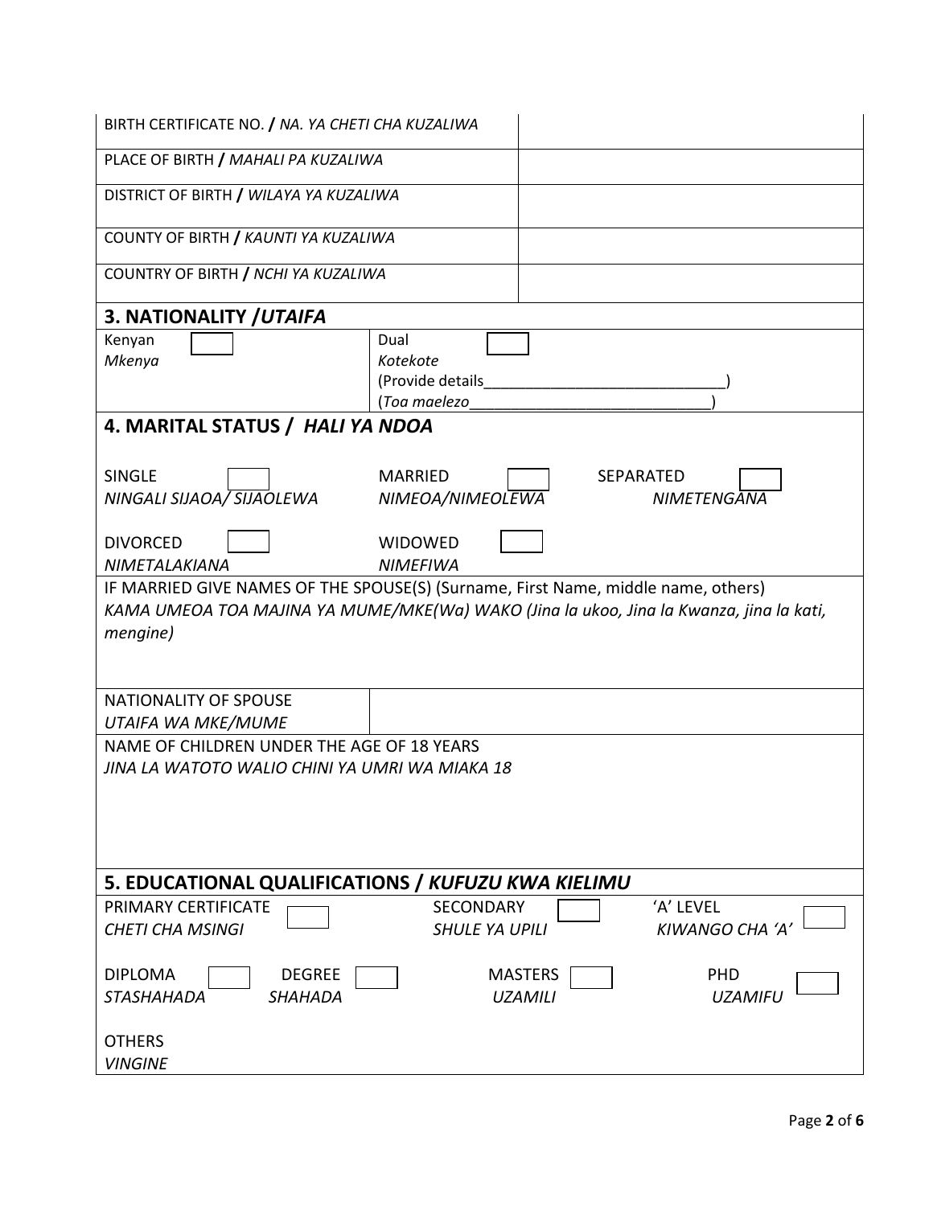| BIRTH CERTIFICATE NO. / *NA. YA CHETI CHA KUZALIWA* | |
|---|---|
| PLACE OF BIRTH / *MAHALI PA KUZALIWA* | |
| DISTRICT OF BIRTH / *WILAYA YA KUZALIWA* | |
| COUNTY OF BIRTH / *KAUNTI YA KUZALIWA* | |
| COUNTRY OF BIRTH / *NCHI YA KUZALIWA* | |

## 3. NATIONALITY /*UTAIFA*

| Kenyan *Mkenya* ☐ | Dual *Kotekote* ☐ (Provide details______________________________) (*Toa maelezo*______________________________) |
|---|---|

## 4. MARITAL STATUS / *HALI YA NDOA*

SINGLE ☐ *NINGALI SIJAOA/ SIJAOLEWA*

MARRIED ☐ *NIMEOA/NIMEOLEWA*

SEPARATED ☐ *NIMETENGANA*

DIVORCED ☐ *NIMETALAKIANA*

WIDOWED ☐ *NIMEFIWA*

IF MARRIED GIVE NAMES OF THE SPOUSE(S) (Surname, First Name, middle name, others)
*KAMA UMEOA TOA MAJINA YA MUME/MKE(Wa) WAKO (Jina la ukoo, Jina la Kwanza, jina la kati, mengine)*

| NATIONALITY OF SPOUSE *UTAIFA WA MKE/MUME* | |
|---|---|

NAME OF CHILDREN UNDER THE AGE OF 18 YEARS
*JINA LA WATOTO WALIO CHINI YA UMRI WA MIAKA 18*

## 5. EDUCATIONAL QUALIFICATIONS / *KUFUZU KWA KIELIMU*

PRIMARY CERTIFICATE ☐ *CHETI CHA MSINGI*

SECONDARY ☐ *SHULE YA UPILI*

'A' LEVEL ☐ *KIWANGO CHA 'A'*

DIPLOMA ☐ *STASHAHADA*

DEGREE ☐ *SHAHADA*

MASTERS ☐ *UZAMILI*

PHD ☐ *UZAMIFU*

OTHERS
*VINGINE*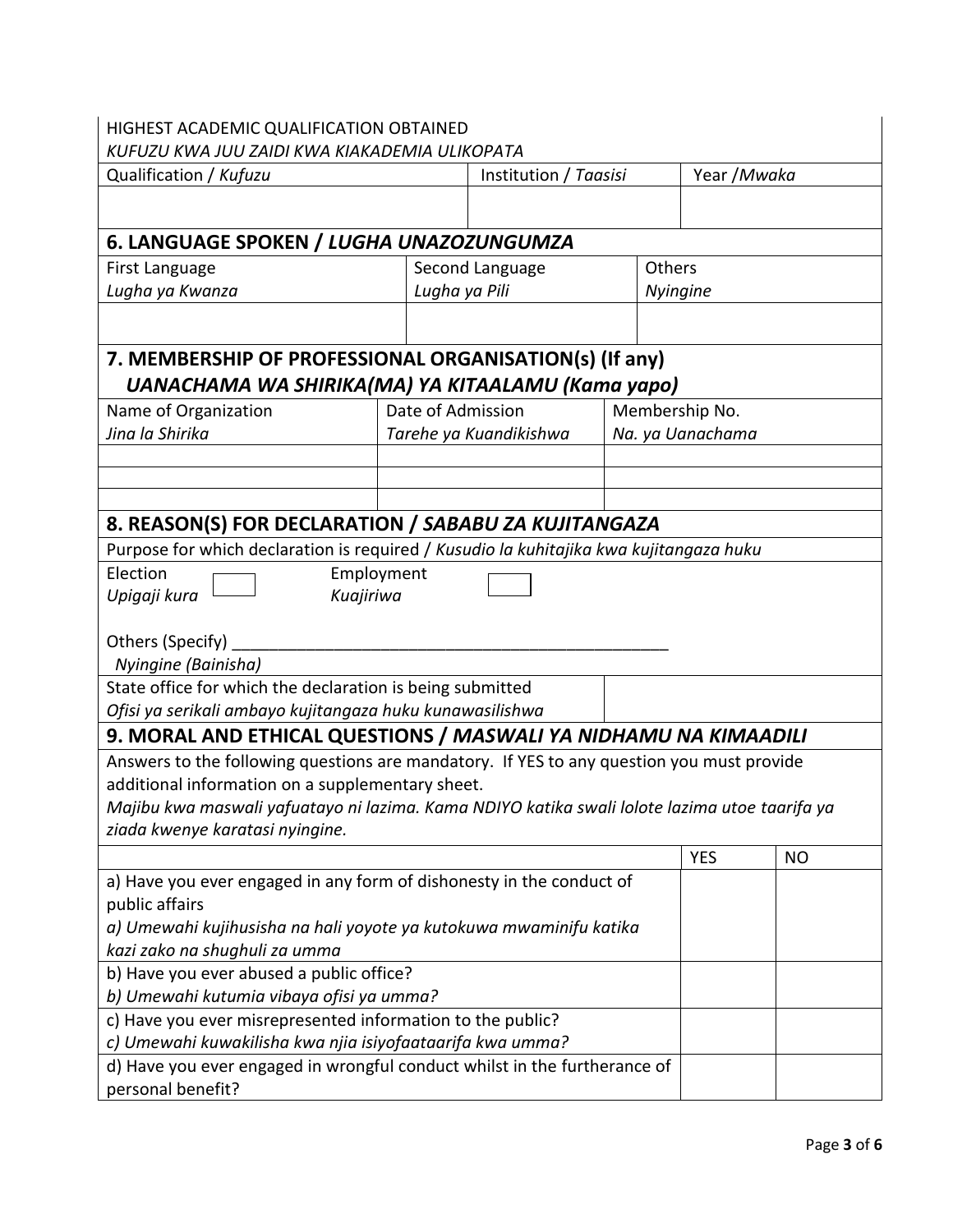HIGHEST ACADEMIC QUALIFICATION OBTAINED
*KUFUZU KWA JUU ZAIDI KWA KIAKADEMIA ULIKOPATA*

| Qualification / *Kufuzu* | Institution / *Taasisi* | Year /*Mwaka* |
|---|---|---|
| | | |

## 6. LANGUAGE SPOKEN / *LUGHA UNAZOZUNGUMZA*

| First Language<br>*Lugha ya Kwanza* | Second Language<br>*Lugha ya Pili* | Others<br>*Nyingine* |
|---|---|---|
| | | |

## 7. MEMBERSHIP OF PROFESSIONAL ORGANISATION(s) (If any)
## *UANACHAMA WA SHIRIKA(MA) YA KITAALAMU (Kama yapo)*

| Name of Organization<br>*Jina la Shirika* | Date of Admission<br>*Tarehe ya Kuandikishwa* | Membership No.<br>*Na. ya Uanachama* |
|---|---|---|
| | | |
| | | |
| | | |

## 8. REASON(S) FOR DECLARATION / *SABABU ZA KUJITANGAZA*

Purpose for which declaration is required / *Kusudio la kuhitajika kwa kujitangaza huku*

Election *Upigaji kura* ☐ Employment *Kuajiriwa* ☐

Others (Specify) ______________________________________________
*Nyingine (Bainisha)*

| State office for which the declaration is being submitted<br>*Ofisi ya serikali ambayo kujitangaza huku kunawasilishwa* | |
|---|---|

## 9. MORAL AND ETHICAL QUESTIONS / *MASWALI YA NIDHAMU NA KIMAADILI*

Answers to the following questions are mandatory. If YES to any question you must provide additional information on a supplementary sheet.
*Majibu kwa maswali yafuatayo ni lazima. Kama NDIYO katika swali lolote lazima utoe taarifa ya ziada kwenye karatasi nyingine.*

| | YES | NO |
|---|---|---|
| a) Have you ever engaged in any form of dishonesty in the conduct of public affairs<br>*a) Umewahi kujihusisha na hali yoyote ya kutokuwa mwaminifu katika kazi zako na shughuli za umma* | | |
| b) Have you ever abused a public office?<br>*b) Umewahi kutumia vibaya ofisi ya umma?* | | |
| c) Have you ever misrepresented information to the public?<br>*c) Umewahi kuwakilisha kwa njia isiyofaataarifa kwa umma?* | | |
| d) Have you ever engaged in wrongful conduct whilst in the furtherance of personal benefit? | | |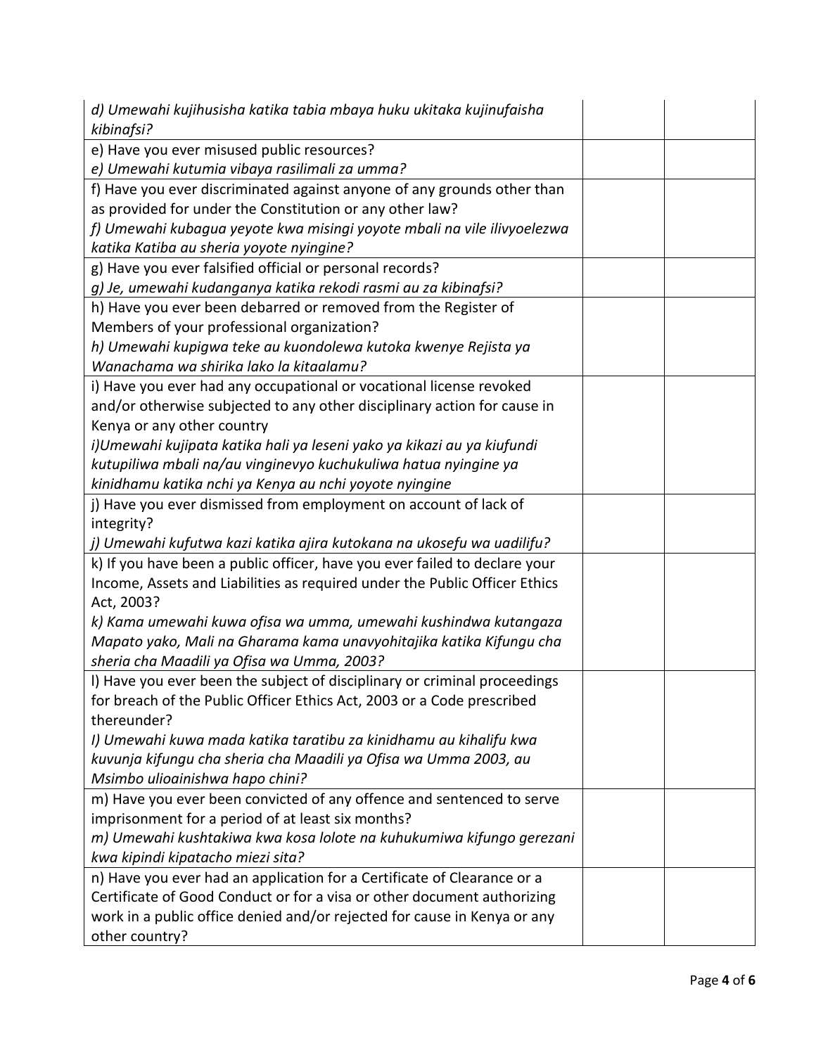| | | |
|---|---|---|
| *d) Umewahi kujihusisha katika tabia mbaya huku ukitaka kujinufaisha kibinafsi?* | | |
| e) Have you ever misused public resources?<br>*e) Umewahi kutumia vibaya rasilimali za umma?* | | |
| f) Have you ever discriminated against anyone of any grounds other than as provided for under the Constitution or any other law?<br>*f) Umewahi kubagua yeyote kwa misingi yoyote mbali na vile ilivyoelezwa katika Katiba au sheria yoyote nyingine?* | | |
| g) Have you ever falsified official or personal records?<br>*g) Je, umewahi kudanganya katika rekodi rasmi au za kibinafsi?* | | |
| h) Have you ever been debarred or removed from the Register of Members of your professional organization?<br>*h) Umewahi kupigwa teke au kuondolewa kutoka kwenye Rejista ya Wanachama wa shirika lako la kitaalamu?* | | |
| i) Have you ever had any occupational or vocational license revoked and/or otherwise subjected to any other disciplinary action for cause in Kenya or any other country<br>*i)Umewahi kujipata katika hali ya leseni yako ya kikazi au ya kiufundi kutupiliwa mbali na/au vinginevyo kuchukuliwa hatua nyingine ya kinidhamu katika nchi ya Kenya au nchi yoyote nyingine* | | |
| j) Have you ever dismissed from employment on account of lack of integrity?<br>*j) Umewahi kufutwa kazi katika ajira kutokana na ukosefu wa uadilifu?* | | |
| k) If you have been a public officer, have you ever failed to declare your Income, Assets and Liabilities as required under the Public Officer Ethics Act, 2003?<br>*k) Kama umewahi kuwa ofisa wa umma, umewahi kushindwa kutangaza Mapato yako, Mali na Gharama kama unavyohitajika katika Kifungu cha sheria cha Maadili ya Ofisa wa Umma, 2003?* | | |
| l) Have you ever been the subject of disciplinary or criminal proceedings for breach of the Public Officer Ethics Act, 2003 or a Code prescribed thereunder?<br>*l) Umewahi kuwa mada katika taratibu za kinidhamu au kihalifu kwa kuvunja kifungu cha sheria cha Maadili ya Ofisa wa Umma 2003, au Msimbo ulioainishwa hapo chini?* | | |
| m) Have you ever been convicted of any offence and sentenced to serve imprisonment for a period of at least six months?<br>*m) Umewahi kushtakiwa kwa kosa lolote na kuhukumiwa kifungo gerezani kwa kipindi kipatacho miezi sita?* | | |
| n) Have you ever had an application for a Certificate of Clearance or a Certificate of Good Conduct or for a visa or other document authorizing work in a public office denied and/or rejected for cause in Kenya or any other country? | | |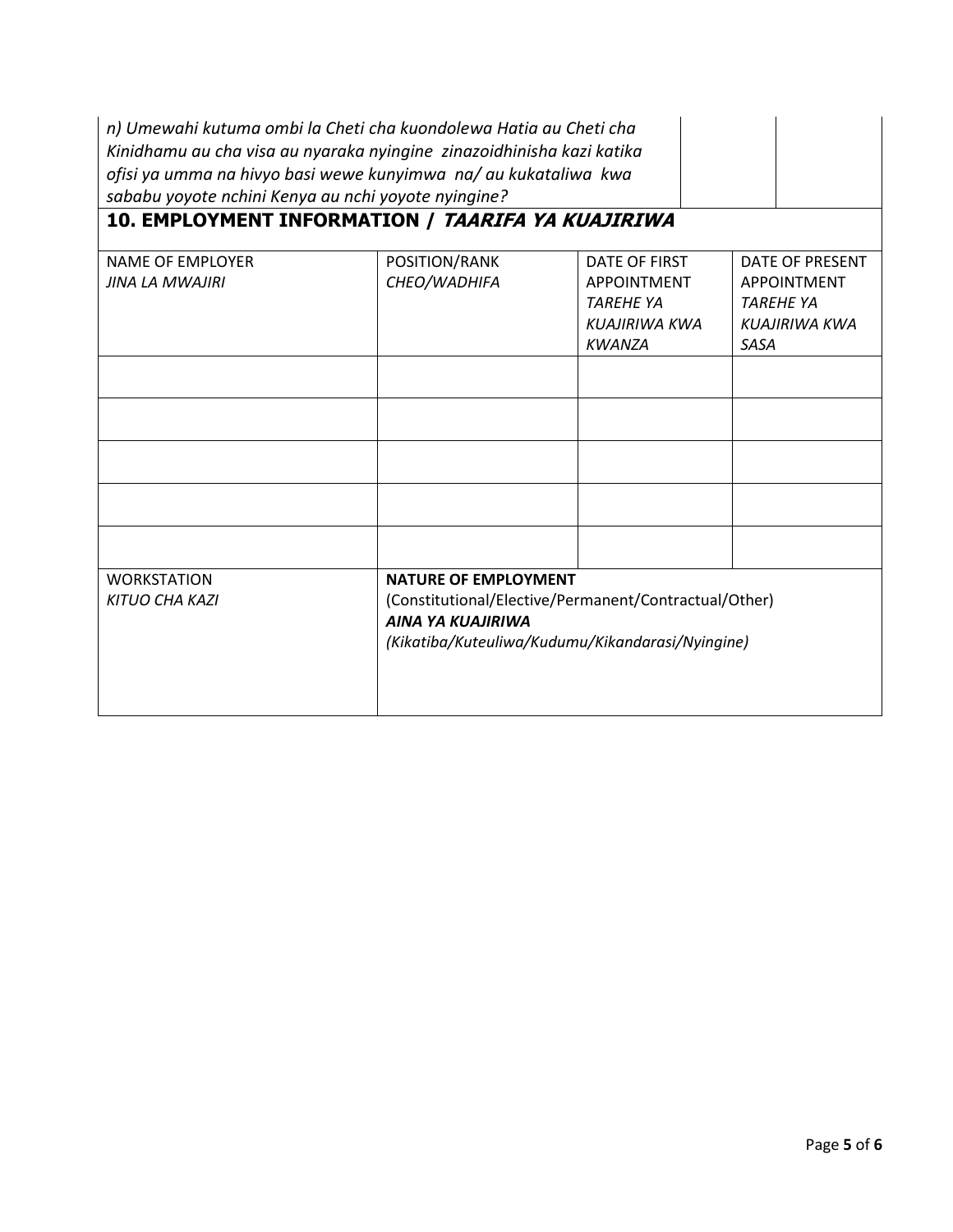| | | |
|---|---|---|
| *n) Umewahi kutuma ombi la Cheti cha kuondolewa Hatia au Cheti cha Kinidhamu au cha visa au nyaraka nyingine zinazoidhinisha kazi katika ofisi ya umma na hivyo basi wewe kunyimwa na/ au kukataliwa kwa sababu yoyote nchini Kenya au nchi yoyote nyingine?* | | |

## 10. EMPLOYMENT INFORMATION / *TAARIFA YA KUAJIRIWA*

| NAME OF EMPLOYER *JINA LA MWAJIRI* | POSITION/RANK *CHEO/WADHIFA* | DATE OF FIRST APPOINTMENT *TAREHE YA KUAJIRIWA KWA KWANZA* | DATE OF PRESENT APPOINTMENT *TAREHE YA KUAJIRIWA KWA SASA* |
|---|---|---|---|
| | | | |
| | | | |
| | | | |
| | | | |
| | | | |

| WORKSTATION *KITUO CHA KAZI* | **NATURE OF EMPLOYMENT** (Constitutional/Elective/Permanent/Contractual/Other) ***AINA YA KUAJIRIWA*** *(Kikatiba/Kuteuliwa/Kudumu/Kikandarasi/Nyingine)* |
|---|---|
| | |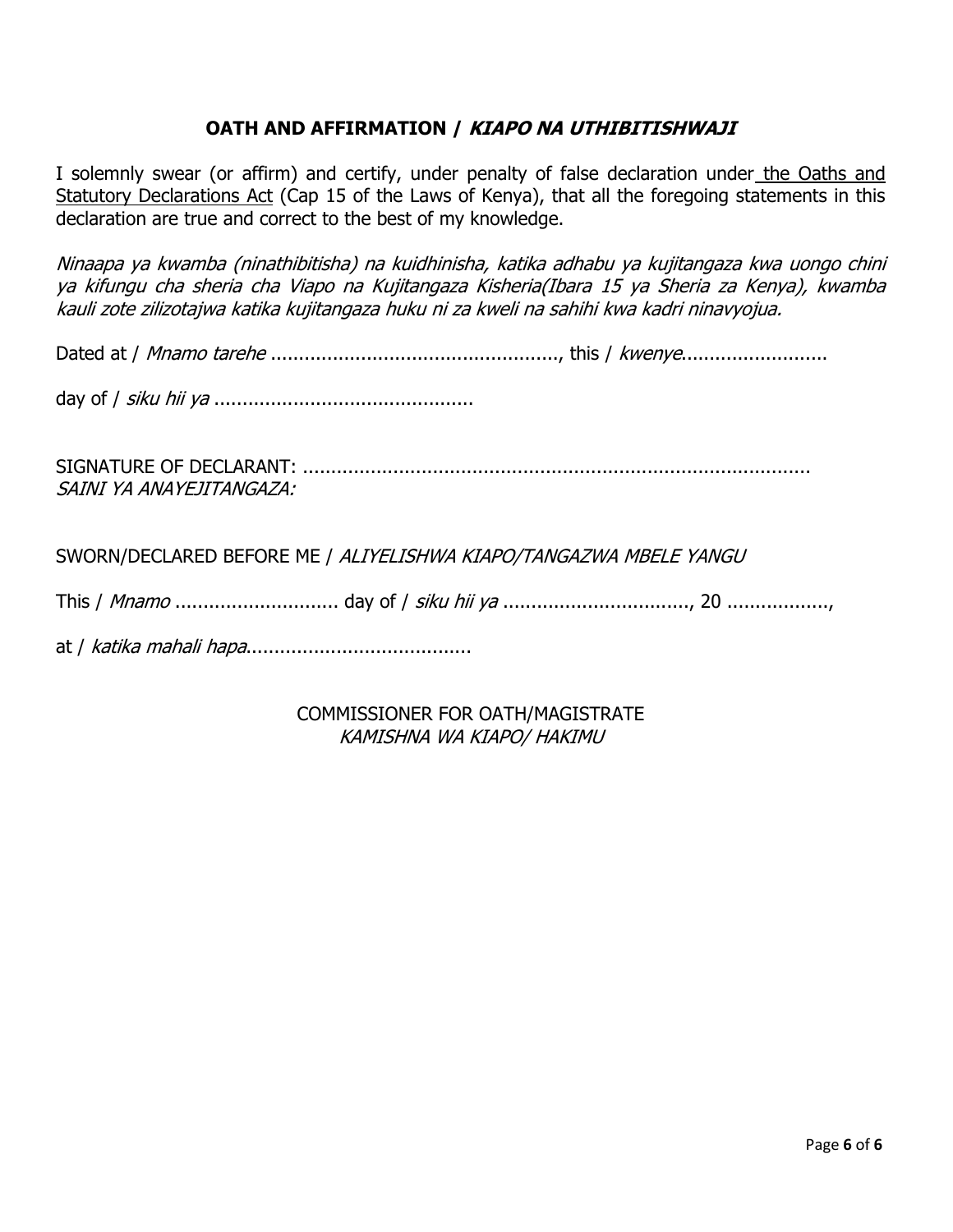## **OATH AND AFFIRMATION / *KIAPO NA UTHIBITISHWAJI***

I solemnly swear (or affirm) and certify, under penalty of false declaration under the Oaths and Statutory Declarations Act (Cap 15 of the Laws of Kenya), that all the foregoing statements in this declaration are true and correct to the best of my knowledge.

*Ninaapa ya kwamba (ninathibitisha) na kuidhinisha, katika adhabu ya kujitangaza kwa uongo chini ya kifungu cha sheria cha Viapo na Kujitangaza Kisheria(Ibara 15 ya Sheria za Kenya), kwamba kauli zote zilizotajwa katika kujitangaza huku ni za kweli na sahihi kwa kadri ninavyojua.*

Dated at / *Mnamo tarehe* ...................................................., this / *kwenye*..........................

day of / *siku hii ya* ..............................................

SIGNATURE OF DECLARANT: ..........................................................................................
*SAINI YA ANAYEJITANGAZA:*

SWORN/DECLARED BEFORE ME / *ALIYELISHWA KIAPO/TANGAZWA MBELE YANGU*

This / *Mnamo* ............................. day of / *siku hii ya* ................................., 20 ..................,

at / *katika mahali hapa*........................................

COMMISSIONER FOR OATH/MAGISTRATE
*KAMISHNA WA KIAPO/ HAKIMU*